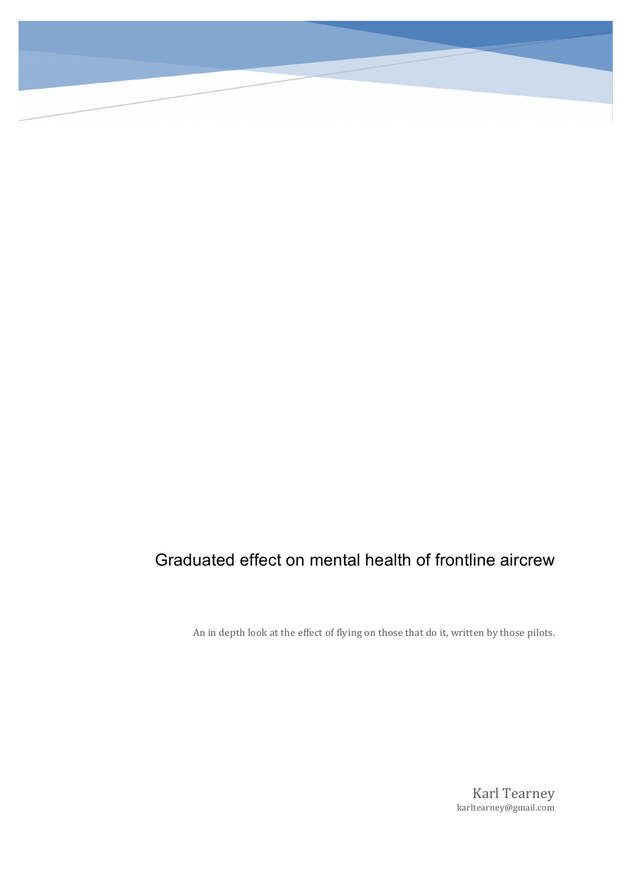# Graduated effect on mental health of frontline aircrew

An in depth look at the effect of flying on those that do it, written by those pilots.

Karl Tearney
karltearney@gmail.com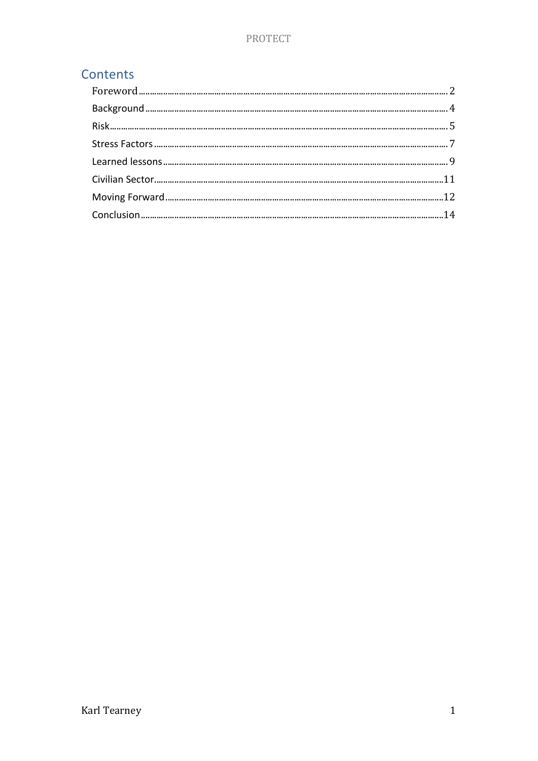## Contents

| | |
|---|---|
| Foreword | 2 |
| Background | 4 |
| Risk | 5 |
| Stress Factors | 7 |
| Learned lessons | 9 |
| Civilian Sector | 11 |
| Moving Forward | 12 |
| Conclusion | 14 |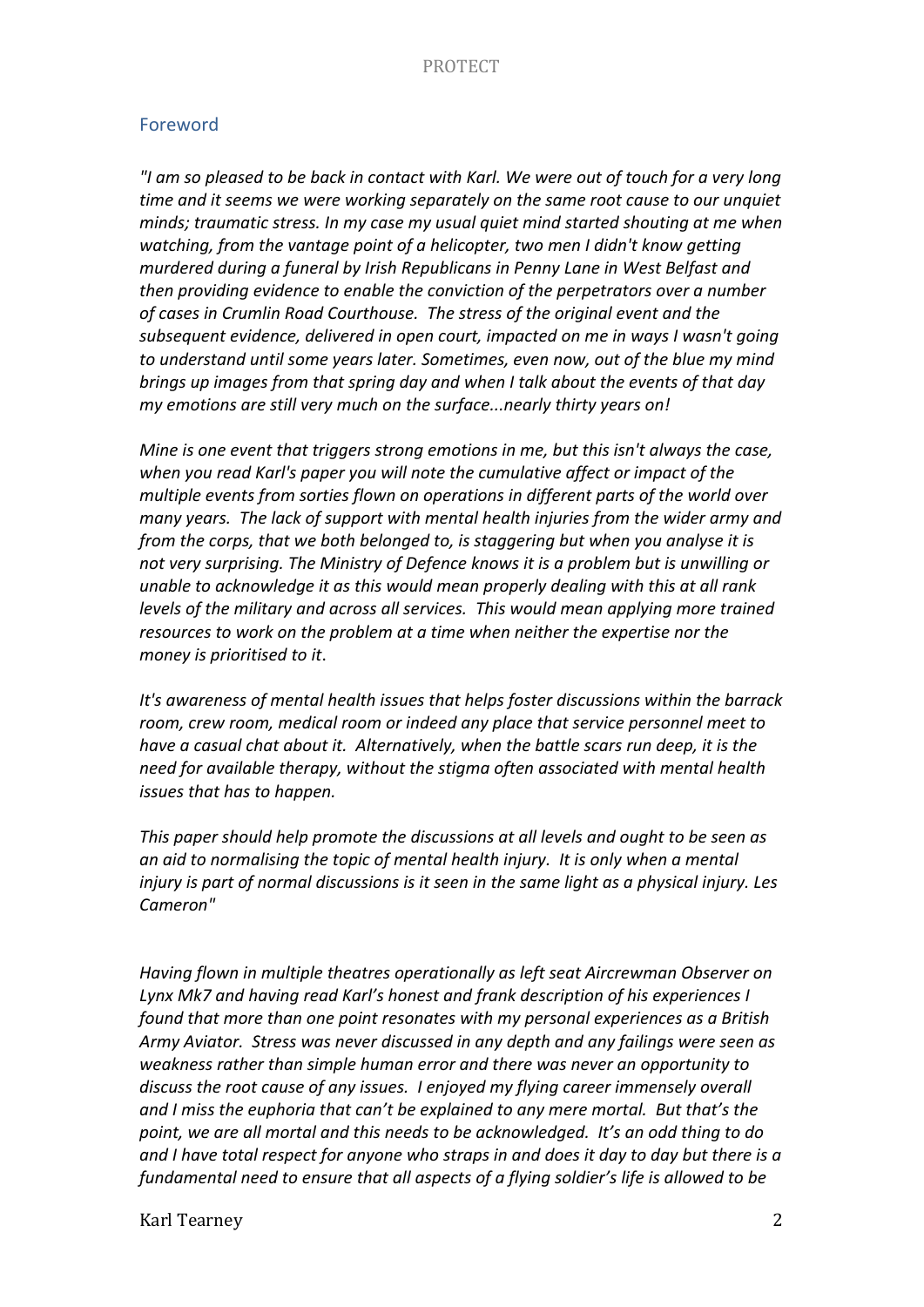## Foreword

*"I am so pleased to be back in contact with Karl. We were out of touch for a very long time and it seems we were working separately on the same root cause to our unquiet minds; traumatic stress. In my case my usual quiet mind started shouting at me when watching, from the vantage point of a helicopter, two men I didn't know getting murdered during a funeral by Irish Republicans in Penny Lane in West Belfast and then providing evidence to enable the conviction of the perpetrators over a number of cases in Crumlin Road Courthouse. The stress of the original event and the subsequent evidence, delivered in open court, impacted on me in ways I wasn't going to understand until some years later. Sometimes, even now, out of the blue my mind brings up images from that spring day and when I talk about the events of that day my emotions are still very much on the surface...nearly thirty years on!*

*Mine is one event that triggers strong emotions in me, but this isn't always the case, when you read Karl's paper you will note the cumulative affect or impact of the multiple events from sorties flown on operations in different parts of the world over many years. The lack of support with mental health injuries from the wider army and from the corps, that we both belonged to, is staggering but when you analyse it is not very surprising. The Ministry of Defence knows it is a problem but is unwilling or unable to acknowledge it as this would mean properly dealing with this at all rank levels of the military and across all services. This would mean applying more trained resources to work on the problem at a time when neither the expertise nor the money is prioritised to it.*

*It's awareness of mental health issues that helps foster discussions within the barrack room, crew room, medical room or indeed any place that service personnel meet to have a casual chat about it. Alternatively, when the battle scars run deep, it is the need for available therapy, without the stigma often associated with mental health issues that has to happen.*

*This paper should help promote the discussions at all levels and ought to be seen as an aid to normalising the topic of mental health injury. It is only when a mental injury is part of normal discussions is it seen in the same light as a physical injury. Les Cameron"*

*Having flown in multiple theatres operationally as left seat Aircrewman Observer on Lynx Mk7 and having read Karl's honest and frank description of his experiences I found that more than one point resonates with my personal experiences as a British Army Aviator. Stress was never discussed in any depth and any failings were seen as weakness rather than simple human error and there was never an opportunity to discuss the root cause of any issues. I enjoyed my flying career immensely overall and I miss the euphoria that can't be explained to any mere mortal. But that's the point, we are all mortal and this needs to be acknowledged. It's an odd thing to do and I have total respect for anyone who straps in and does it day to day but there is a fundamental need to ensure that all aspects of a flying soldier's life is allowed to be*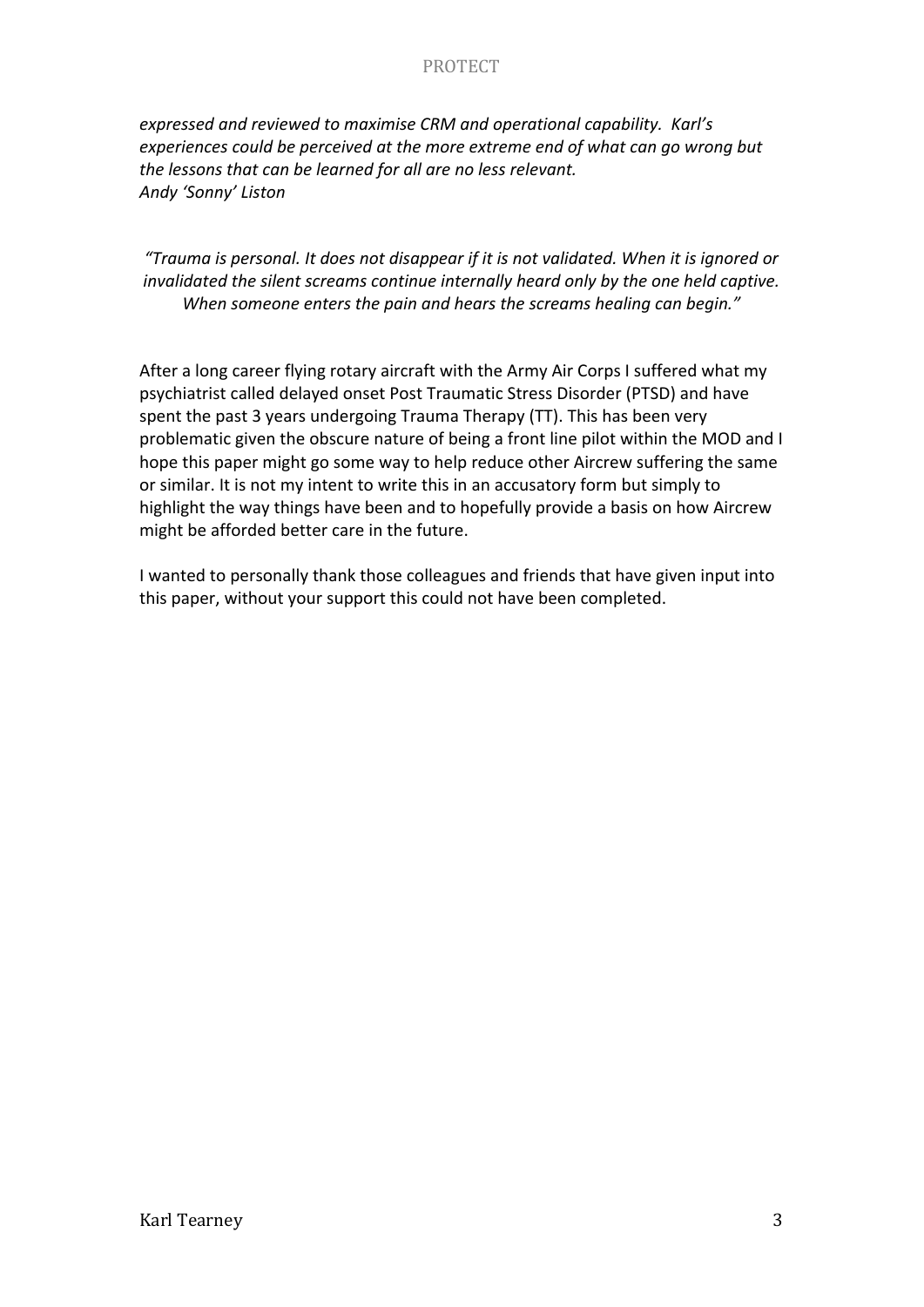*expressed and reviewed to maximise CRM and operational capability. Karl's experiences could be perceived at the more extreme end of what can go wrong but the lessons that can be learned for all are no less relevant.*
*Andy 'Sonny' Liston*

*"Trauma is personal. It does not disappear if it is not validated. When it is ignored or invalidated the silent screams continue internally heard only by the one held captive. When someone enters the pain and hears the screams healing can begin."*

After a long career flying rotary aircraft with the Army Air Corps I suffered what my psychiatrist called delayed onset Post Traumatic Stress Disorder (PTSD) and have spent the past 3 years undergoing Trauma Therapy (TT). This has been very problematic given the obscure nature of being a front line pilot within the MOD and I hope this paper might go some way to help reduce other Aircrew suffering the same or similar. It is not my intent to write this in an accusatory form but simply to highlight the way things have been and to hopefully provide a basis on how Aircrew might be afforded better care in the future.

I wanted to personally thank those colleagues and friends that have given input into this paper, without your support this could not have been completed.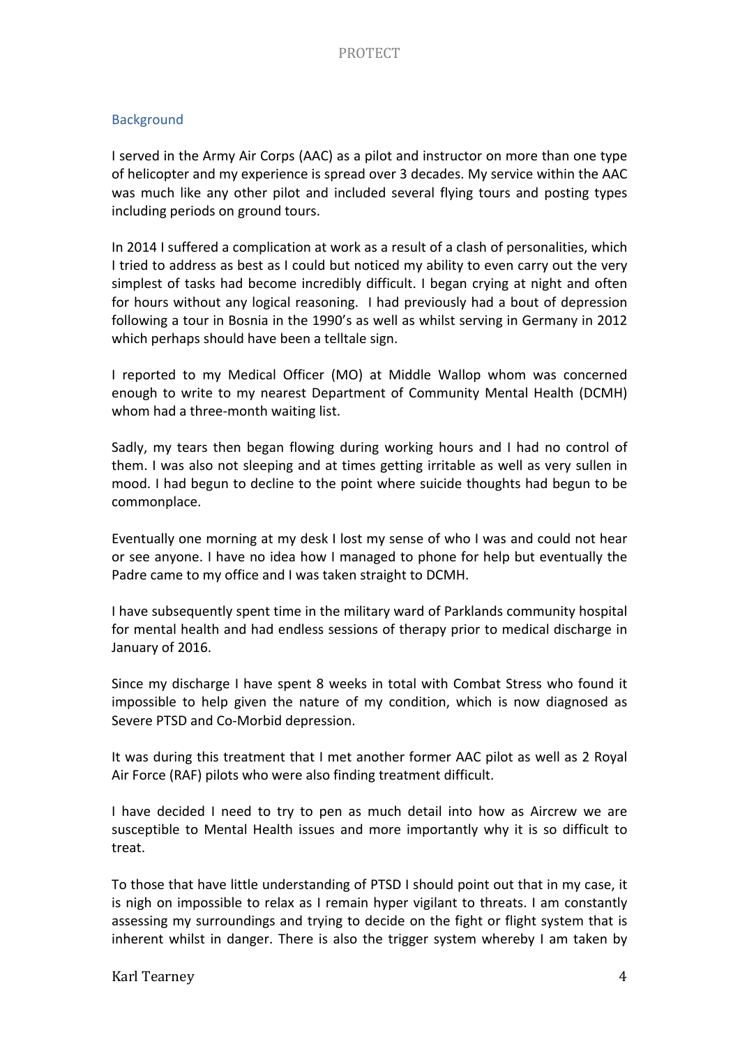## Background

I served in the Army Air Corps (AAC) as a pilot and instructor on more than one type of helicopter and my experience is spread over 3 decades. My service within the AAC was much like any other pilot and included several flying tours and posting types including periods on ground tours.

In 2014 I suffered a complication at work as a result of a clash of personalities, which I tried to address as best as I could but noticed my ability to even carry out the very simplest of tasks had become incredibly difficult. I began crying at night and often for hours without any logical reasoning. I had previously had a bout of depression following a tour in Bosnia in the 1990's as well as whilst serving in Germany in 2012 which perhaps should have been a telltale sign.

I reported to my Medical Officer (MO) at Middle Wallop whom was concerned enough to write to my nearest Department of Community Mental Health (DCMH) whom had a three-month waiting list.

Sadly, my tears then began flowing during working hours and I had no control of them. I was also not sleeping and at times getting irritable as well as very sullen in mood. I had begun to decline to the point where suicide thoughts had begun to be commonplace.

Eventually one morning at my desk I lost my sense of who I was and could not hear or see anyone. I have no idea how I managed to phone for help but eventually the Padre came to my office and I was taken straight to DCMH.

I have subsequently spent time in the military ward of Parklands community hospital for mental health and had endless sessions of therapy prior to medical discharge in January of 2016.

Since my discharge I have spent 8 weeks in total with Combat Stress who found it impossible to help given the nature of my condition, which is now diagnosed as Severe PTSD and Co-Morbid depression.

It was during this treatment that I met another former AAC pilot as well as 2 Royal Air Force (RAF) pilots who were also finding treatment difficult.

I have decided I need to try to pen as much detail into how as Aircrew we are susceptible to Mental Health issues and more importantly why it is so difficult to treat.

To those that have little understanding of PTSD I should point out that in my case, it is nigh on impossible to relax as I remain hyper vigilant to threats. I am constantly assessing my surroundings and trying to decide on the fight or flight system that is inherent whilst in danger. There is also the trigger system whereby I am taken by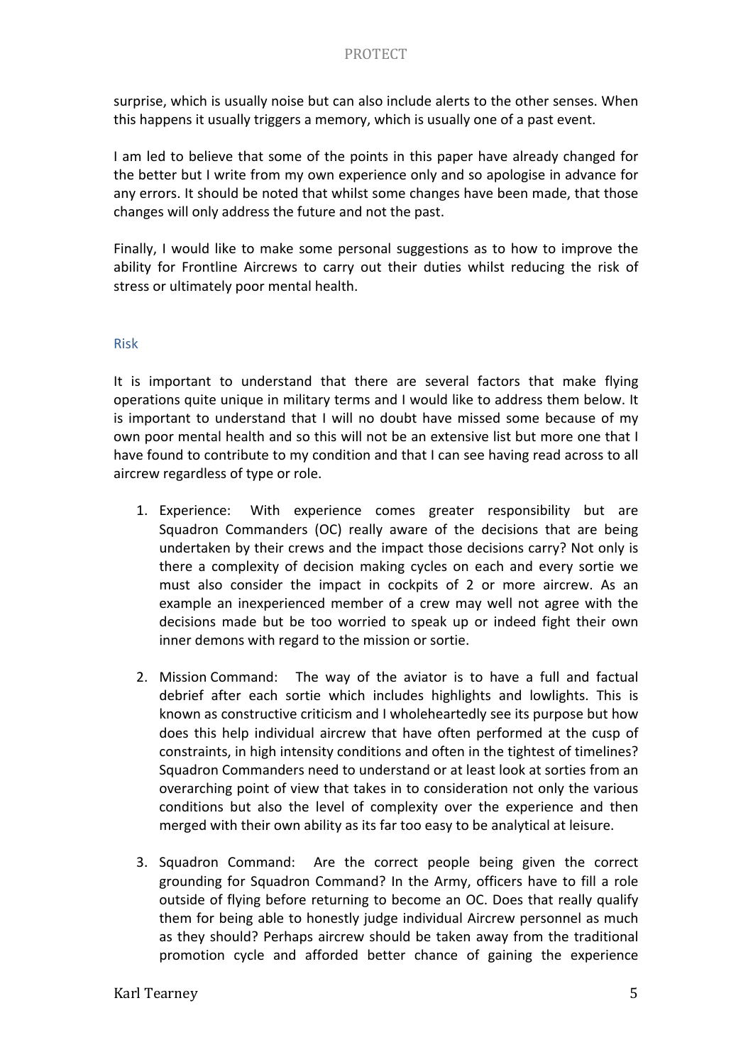surprise, which is usually noise but can also include alerts to the other senses. When this happens it usually triggers a memory, which is usually one of a past event.

I am led to believe that some of the points in this paper have already changed for the better but I write from my own experience only and so apologise in advance for any errors. It should be noted that whilst some changes have been made, that those changes will only address the future and not the past.

Finally, I would like to make some personal suggestions as to how to improve the ability for Frontline Aircrews to carry out their duties whilst reducing the risk of stress or ultimately poor mental health.

## Risk

It is important to understand that there are several factors that make flying operations quite unique in military terms and I would like to address them below. It is important to understand that I will no doubt have missed some because of my own poor mental health and so this will not be an extensive list but more one that I have found to contribute to my condition and that I can see having read across to all aircrew regardless of type or role.

1. Experience: With experience comes greater responsibility but are Squadron Commanders (OC) really aware of the decisions that are being undertaken by their crews and the impact those decisions carry? Not only is there a complexity of decision making cycles on each and every sortie we must also consider the impact in cockpits of 2 or more aircrew. As an example an inexperienced member of a crew may well not agree with the decisions made but be too worried to speak up or indeed fight their own inner demons with regard to the mission or sortie.

2. Mission Command: The way of the aviator is to have a full and factual debrief after each sortie which includes highlights and lowlights. This is known as constructive criticism and I wholeheartedly see its purpose but how does this help individual aircrew that have often performed at the cusp of constraints, in high intensity conditions and often in the tightest of timelines? Squadron Commanders need to understand or at least look at sorties from an overarching point of view that takes in to consideration not only the various conditions but also the level of complexity over the experience and then merged with their own ability as its far too easy to be analytical at leisure.

3. Squadron Command: Are the correct people being given the correct grounding for Squadron Command? In the Army, officers have to fill a role outside of flying before returning to become an OC. Does that really qualify them for being able to honestly judge individual Aircrew personnel as much as they should? Perhaps aircrew should be taken away from the traditional promotion cycle and afforded better chance of gaining the experience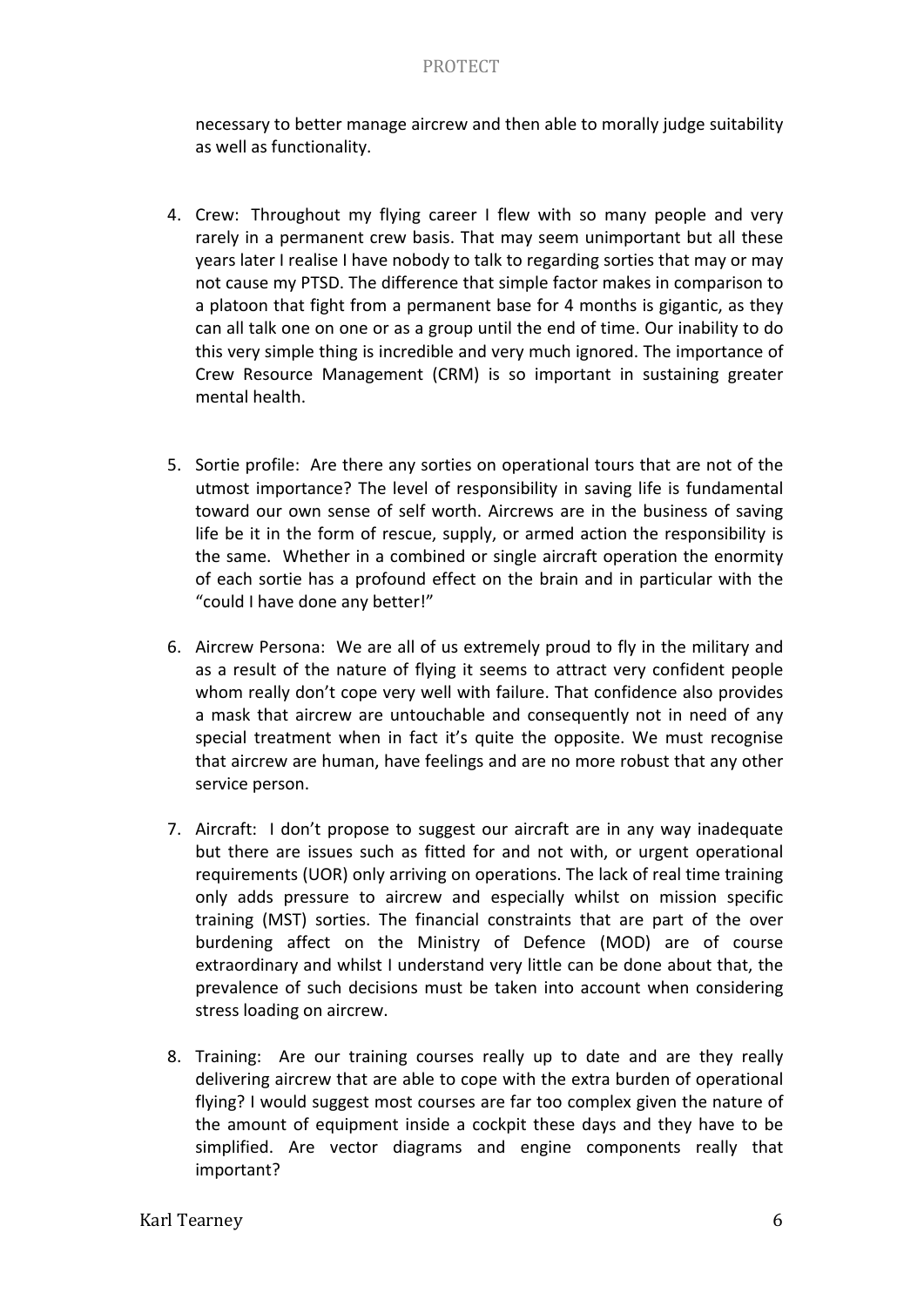necessary to better manage aircrew and then able to morally judge suitability as well as functionality.

4. Crew: Throughout my flying career I flew with so many people and very rarely in a permanent crew basis. That may seem unimportant but all these years later I realise I have nobody to talk to regarding sorties that may or may not cause my PTSD. The difference that simple factor makes in comparison to a platoon that fight from a permanent base for 4 months is gigantic, as they can all talk one on one or as a group until the end of time. Our inability to do this very simple thing is incredible and very much ignored. The importance of Crew Resource Management (CRM) is so important in sustaining greater mental health.

5. Sortie profile: Are there any sorties on operational tours that are not of the utmost importance? The level of responsibility in saving life is fundamental toward our own sense of self worth. Aircrews are in the business of saving life be it in the form of rescue, supply, or armed action the responsibility is the same. Whether in a combined or single aircraft operation the enormity of each sortie has a profound effect on the brain and in particular with the "could I have done any better!"

6. Aircrew Persona: We are all of us extremely proud to fly in the military and as a result of the nature of flying it seems to attract very confident people whom really don't cope very well with failure. That confidence also provides a mask that aircrew are untouchable and consequently not in need of any special treatment when in fact it's quite the opposite. We must recognise that aircrew are human, have feelings and are no more robust that any other service person.

7. Aircraft: I don't propose to suggest our aircraft are in any way inadequate but there are issues such as fitted for and not with, or urgent operational requirements (UOR) only arriving on operations. The lack of real time training only adds pressure to aircrew and especially whilst on mission specific training (MST) sorties. The financial constraints that are part of the over burdening affect on the Ministry of Defence (MOD) are of course extraordinary and whilst I understand very little can be done about that, the prevalence of such decisions must be taken into account when considering stress loading on aircrew.

8. Training: Are our training courses really up to date and are they really delivering aircrew that are able to cope with the extra burden of operational flying? I would suggest most courses are far too complex given the nature of the amount of equipment inside a cockpit these days and they have to be simplified. Are vector diagrams and engine components really that important?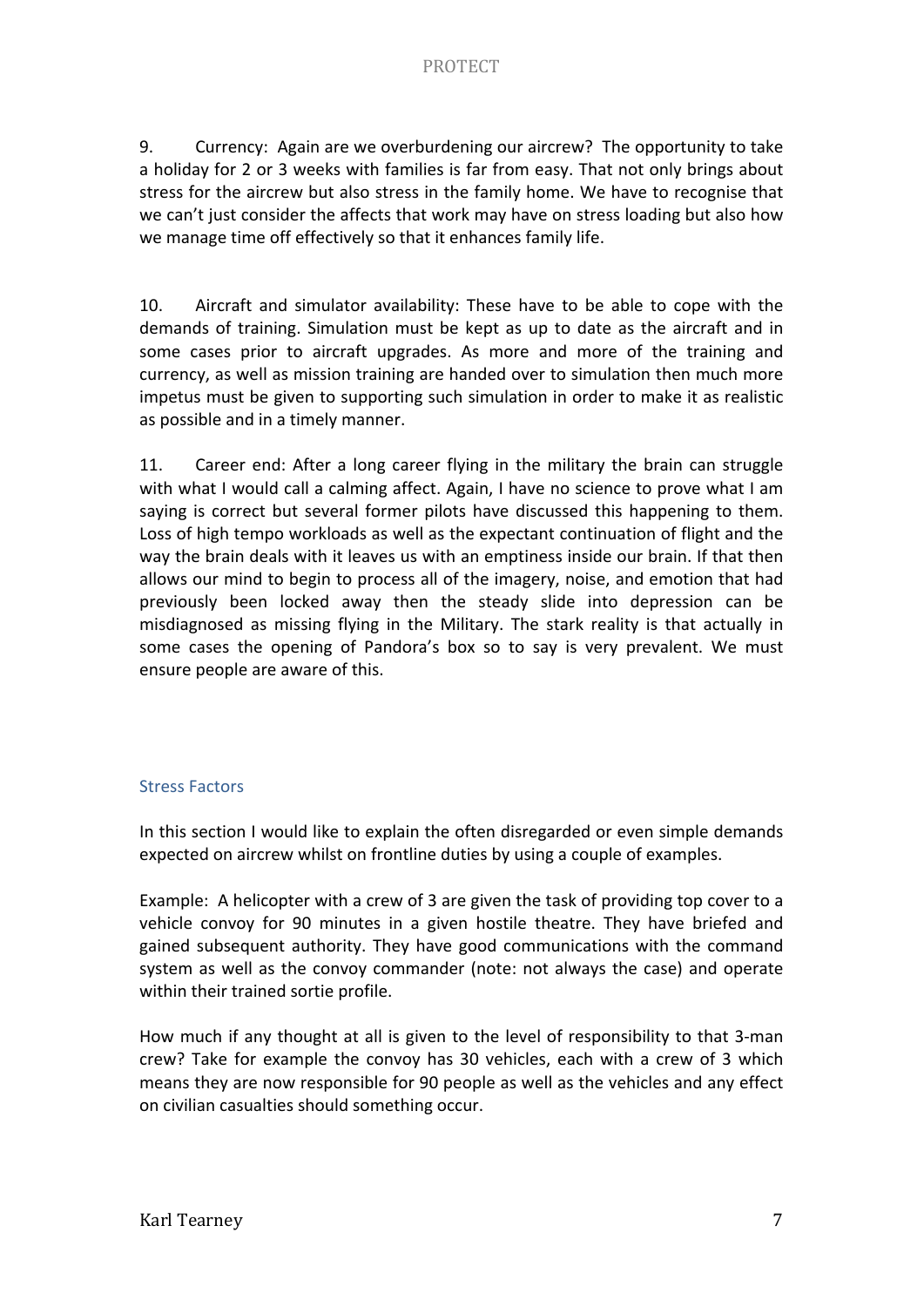9. Currency: Again are we overburdening our aircrew? The opportunity to take a holiday for 2 or 3 weeks with families is far from easy. That not only brings about stress for the aircrew but also stress in the family home. We have to recognise that we can't just consider the affects that work may have on stress loading but also how we manage time off effectively so that it enhances family life.

10. Aircraft and simulator availability: These have to be able to cope with the demands of training. Simulation must be kept as up to date as the aircraft and in some cases prior to aircraft upgrades. As more and more of the training and currency, as well as mission training are handed over to simulation then much more impetus must be given to supporting such simulation in order to make it as realistic as possible and in a timely manner.

11. Career end: After a long career flying in the military the brain can struggle with what I would call a calming affect. Again, I have no science to prove what I am saying is correct but several former pilots have discussed this happening to them. Loss of high tempo workloads as well as the expectant continuation of flight and the way the brain deals with it leaves us with an emptiness inside our brain. If that then allows our mind to begin to process all of the imagery, noise, and emotion that had previously been locked away then the steady slide into depression can be misdiagnosed as missing flying in the Military. The stark reality is that actually in some cases the opening of Pandora's box so to say is very prevalent. We must ensure people are aware of this.

## Stress Factors

In this section I would like to explain the often disregarded or even simple demands expected on aircrew whilst on frontline duties by using a couple of examples.

Example: A helicopter with a crew of 3 are given the task of providing top cover to a vehicle convoy for 90 minutes in a given hostile theatre. They have briefed and gained subsequent authority. They have good communications with the command system as well as the convoy commander (note: not always the case) and operate within their trained sortie profile.

How much if any thought at all is given to the level of responsibility to that 3-man crew? Take for example the convoy has 30 vehicles, each with a crew of 3 which means they are now responsible for 90 people as well as the vehicles and any effect on civilian casualties should something occur.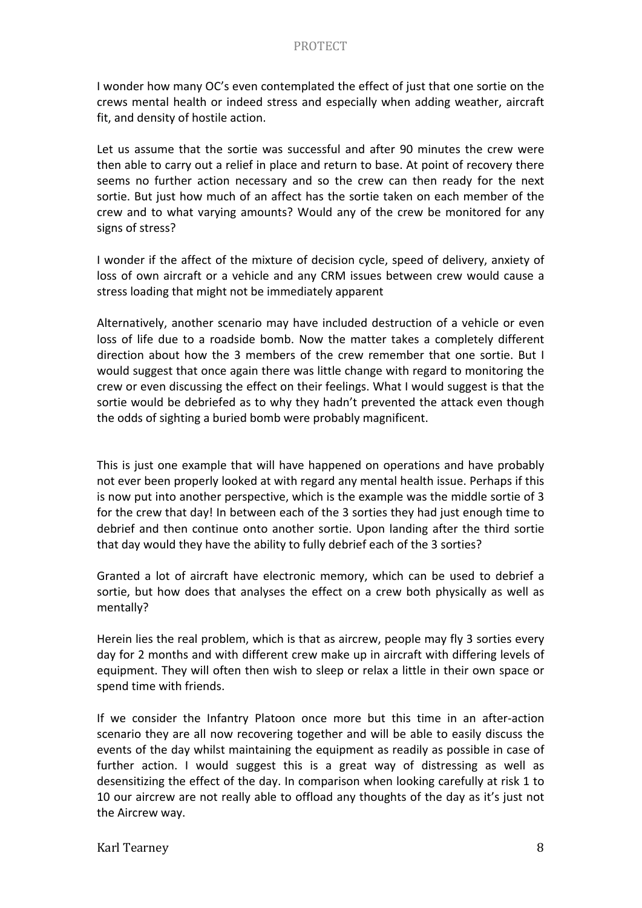I wonder how many OC's even contemplated the effect of just that one sortie on the crews mental health or indeed stress and especially when adding weather, aircraft fit, and density of hostile action.

Let us assume that the sortie was successful and after 90 minutes the crew were then able to carry out a relief in place and return to base. At point of recovery there seems no further action necessary and so the crew can then ready for the next sortie. But just how much of an affect has the sortie taken on each member of the crew and to what varying amounts? Would any of the crew be monitored for any signs of stress?

I wonder if the affect of the mixture of decision cycle, speed of delivery, anxiety of loss of own aircraft or a vehicle and any CRM issues between crew would cause a stress loading that might not be immediately apparent

Alternatively, another scenario may have included destruction of a vehicle or even loss of life due to a roadside bomb. Now the matter takes a completely different direction about how the 3 members of the crew remember that one sortie. But I would suggest that once again there was little change with regard to monitoring the crew or even discussing the effect on their feelings. What I would suggest is that the sortie would be debriefed as to why they hadn't prevented the attack even though the odds of sighting a buried bomb were probably magnificent.

This is just one example that will have happened on operations and have probably not ever been properly looked at with regard any mental health issue. Perhaps if this is now put into another perspective, which is the example was the middle sortie of 3 for the crew that day! In between each of the 3 sorties they had just enough time to debrief and then continue onto another sortie. Upon landing after the third sortie that day would they have the ability to fully debrief each of the 3 sorties?

Granted a lot of aircraft have electronic memory, which can be used to debrief a sortie, but how does that analyses the effect on a crew both physically as well as mentally?

Herein lies the real problem, which is that as aircrew, people may fly 3 sorties every day for 2 months and with different crew make up in aircraft with differing levels of equipment. They will often then wish to sleep or relax a little in their own space or spend time with friends.

If we consider the Infantry Platoon once more but this time in an after-action scenario they are all now recovering together and will be able to easily discuss the events of the day whilst maintaining the equipment as readily as possible in case of further action. I would suggest this is a great way of distressing as well as desensitizing the effect of the day. In comparison when looking carefully at risk 1 to 10 our aircrew are not really able to offload any thoughts of the day as it's just not the Aircrew way.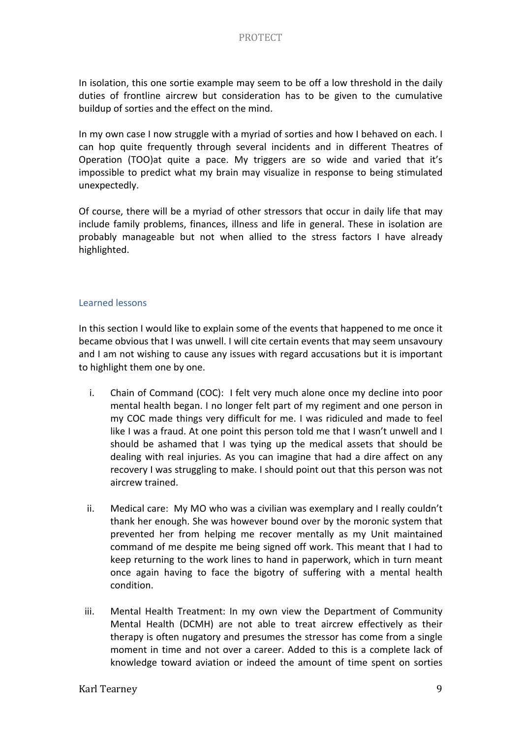In isolation, this one sortie example may seem to be off a low threshold in the daily duties of frontline aircrew but consideration has to be given to the cumulative buildup of sorties and the effect on the mind.

In my own case I now struggle with a myriad of sorties and how I behaved on each. I can hop quite frequently through several incidents and in different Theatres of Operation (TOO)at quite a pace. My triggers are so wide and varied that it's impossible to predict what my brain may visualize in response to being stimulated unexpectedly.

Of course, there will be a myriad of other stressors that occur in daily life that may include family problems, finances, illness and life in general. These in isolation are probably manageable but not when allied to the stress factors I have already highlighted.

## Learned lessons

In this section I would like to explain some of the events that happened to me once it became obvious that I was unwell. I will cite certain events that may seem unsavoury and I am not wishing to cause any issues with regard accusations but it is important to highlight them one by one.

i. Chain of Command (COC): I felt very much alone once my decline into poor mental health began. I no longer felt part of my regiment and one person in my COC made things very difficult for me. I was ridiculed and made to feel like I was a fraud. At one point this person told me that I wasn't unwell and I should be ashamed that I was tying up the medical assets that should be dealing with real injuries. As you can imagine that had a dire affect on any recovery I was struggling to make. I should point out that this person was not aircrew trained.

ii. Medical care: My MO who was a civilian was exemplary and I really couldn't thank her enough. She was however bound over by the moronic system that prevented her from helping me recover mentally as my Unit maintained command of me despite me being signed off work. This meant that I had to keep returning to the work lines to hand in paperwork, which in turn meant once again having to face the bigotry of suffering with a mental health condition.

iii. Mental Health Treatment: In my own view the Department of Community Mental Health (DCMH) are not able to treat aircrew effectively as their therapy is often nugatory and presumes the stressor has come from a single moment in time and not over a career. Added to this is a complete lack of knowledge toward aviation or indeed the amount of time spent on sorties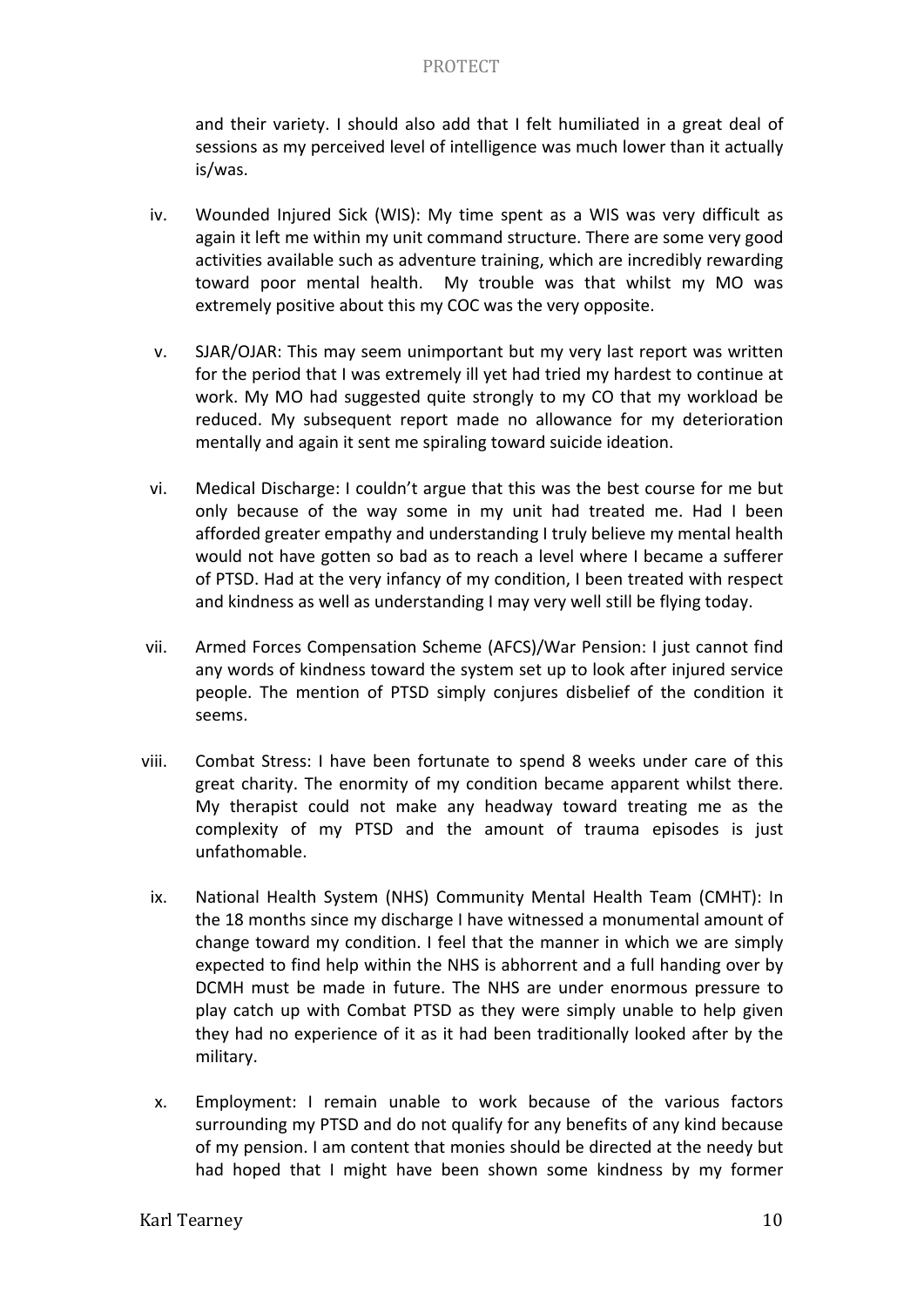and their variety. I should also add that I felt humiliated in a great deal of sessions as my perceived level of intelligence was much lower than it actually is/was.

iv. Wounded Injured Sick (WIS): My time spent as a WIS was very difficult as again it left me within my unit command structure. There are some very good activities available such as adventure training, which are incredibly rewarding toward poor mental health. My trouble was that whilst my MO was extremely positive about this my COC was the very opposite.

v. SJAR/OJAR: This may seem unimportant but my very last report was written for the period that I was extremely ill yet had tried my hardest to continue at work. My MO had suggested quite strongly to my CO that my workload be reduced. My subsequent report made no allowance for my deterioration mentally and again it sent me spiraling toward suicide ideation.

vi. Medical Discharge: I couldn't argue that this was the best course for me but only because of the way some in my unit had treated me. Had I been afforded greater empathy and understanding I truly believe my mental health would not have gotten so bad as to reach a level where I became a sufferer of PTSD. Had at the very infancy of my condition, I been treated with respect and kindness as well as understanding I may very well still be flying today.

vii. Armed Forces Compensation Scheme (AFCS)/War Pension: I just cannot find any words of kindness toward the system set up to look after injured service people. The mention of PTSD simply conjures disbelief of the condition it seems.

viii. Combat Stress: I have been fortunate to spend 8 weeks under care of this great charity. The enormity of my condition became apparent whilst there. My therapist could not make any headway toward treating me as the complexity of my PTSD and the amount of trauma episodes is just unfathomable.

ix. National Health System (NHS) Community Mental Health Team (CMHT): In the 18 months since my discharge I have witnessed a monumental amount of change toward my condition. I feel that the manner in which we are simply expected to find help within the NHS is abhorrent and a full handing over by DCMH must be made in future. The NHS are under enormous pressure to play catch up with Combat PTSD as they were simply unable to help given they had no experience of it as it had been traditionally looked after by the military.

x. Employment: I remain unable to work because of the various factors surrounding my PTSD and do not qualify for any benefits of any kind because of my pension. I am content that monies should be directed at the needy but had hoped that I might have been shown some kindness by my former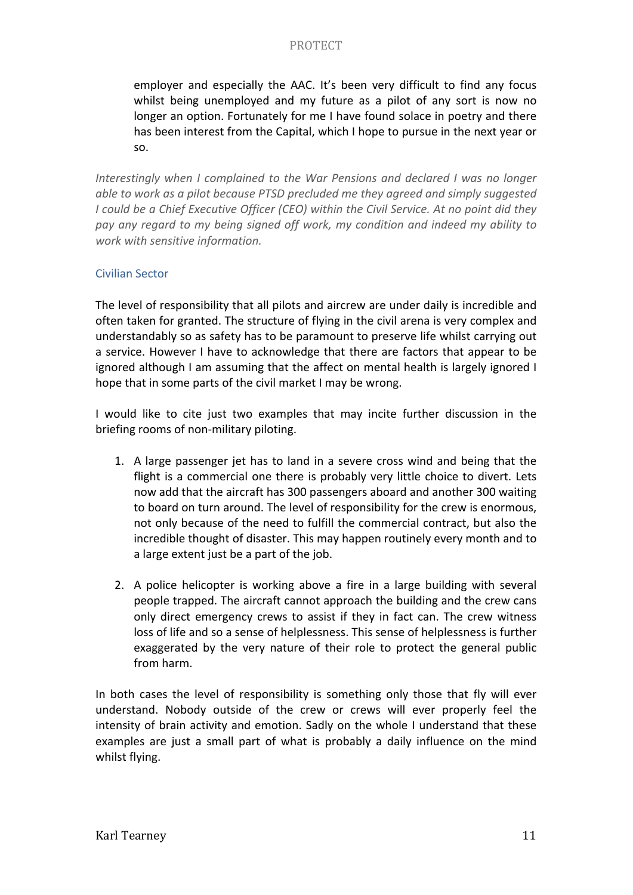employer and especially the AAC. It's been very difficult to find any focus whilst being unemployed and my future as a pilot of any sort is now no longer an option. Fortunately for me I have found solace in poetry and there has been interest from the Capital, which I hope to pursue in the next year or so.

*Interestingly when I complained to the War Pensions and declared I was no longer able to work as a pilot because PTSD precluded me they agreed and simply suggested I could be a Chief Executive Officer (CEO) within the Civil Service. At no point did they pay any regard to my being signed off work, my condition and indeed my ability to work with sensitive information.*

### Civilian Sector

The level of responsibility that all pilots and aircrew are under daily is incredible and often taken for granted. The structure of flying in the civil arena is very complex and understandably so as safety has to be paramount to preserve life whilst carrying out a service. However I have to acknowledge that there are factors that appear to be ignored although I am assuming that the affect on mental health is largely ignored I hope that in some parts of the civil market I may be wrong.

I would like to cite just two examples that may incite further discussion in the briefing rooms of non-military piloting.

1. A large passenger jet has to land in a severe cross wind and being that the flight is a commercial one there is probably very little choice to divert. Lets now add that the aircraft has 300 passengers aboard and another 300 waiting to board on turn around. The level of responsibility for the crew is enormous, not only because of the need to fulfill the commercial contract, but also the incredible thought of disaster. This may happen routinely every month and to a large extent just be a part of the job.

2. A police helicopter is working above a fire in a large building with several people trapped. The aircraft cannot approach the building and the crew cans only direct emergency crews to assist if they in fact can. The crew witness loss of life and so a sense of helplessness. This sense of helplessness is further exaggerated by the very nature of their role to protect the general public from harm.

In both cases the level of responsibility is something only those that fly will ever understand. Nobody outside of the crew or crews will ever properly feel the intensity of brain activity and emotion. Sadly on the whole I understand that these examples are just a small part of what is probably a daily influence on the mind whilst flying.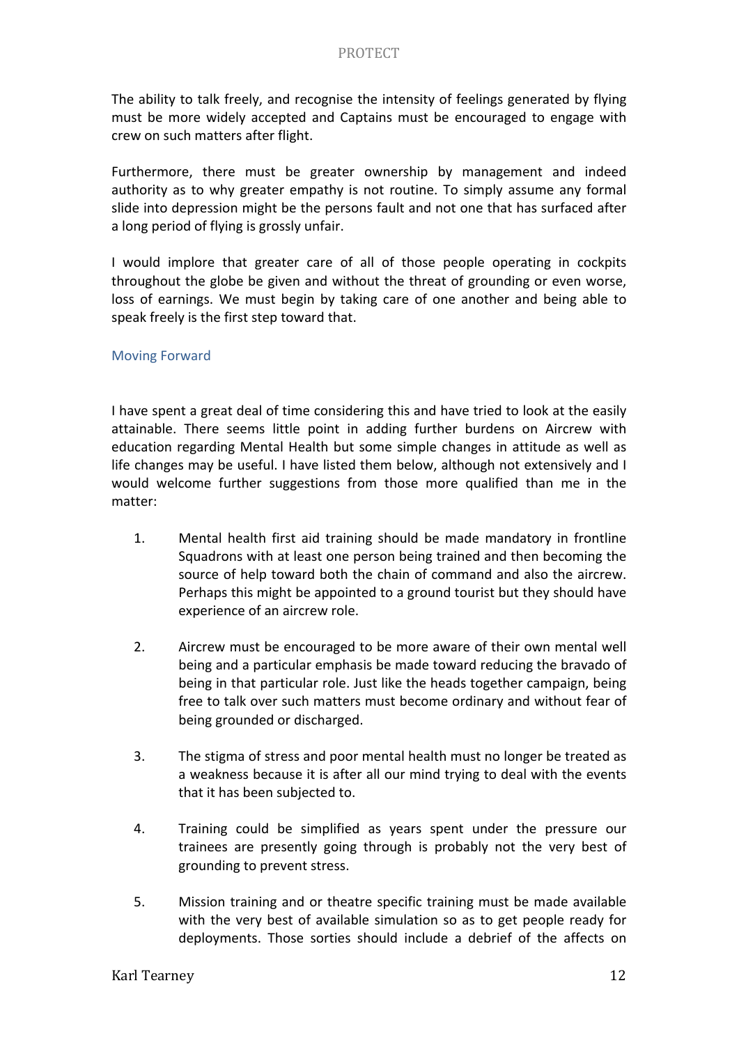The ability to talk freely, and recognise the intensity of feelings generated by flying must be more widely accepted and Captains must be encouraged to engage with crew on such matters after flight.

Furthermore, there must be greater ownership by management and indeed authority as to why greater empathy is not routine. To simply assume any formal slide into depression might be the persons fault and not one that has surfaced after a long period of flying is grossly unfair.

I would implore that greater care of all of those people operating in cockpits throughout the globe be given and without the threat of grounding or even worse, loss of earnings. We must begin by taking care of one another and being able to speak freely is the first step toward that.

## Moving Forward

I have spent a great deal of time considering this and have tried to look at the easily attainable. There seems little point in adding further burdens on Aircrew with education regarding Mental Health but some simple changes in attitude as well as life changes may be useful. I have listed them below, although not extensively and I would welcome further suggestions from those more qualified than me in the matter:

1. Mental health first aid training should be made mandatory in frontline Squadrons with at least one person being trained and then becoming the source of help toward both the chain of command and also the aircrew. Perhaps this might be appointed to a ground tourist but they should have experience of an aircrew role.

2. Aircrew must be encouraged to be more aware of their own mental well being and a particular emphasis be made toward reducing the bravado of being in that particular role. Just like the heads together campaign, being free to talk over such matters must become ordinary and without fear of being grounded or discharged.

3. The stigma of stress and poor mental health must no longer be treated as a weakness because it is after all our mind trying to deal with the events that it has been subjected to.

4. Training could be simplified as years spent under the pressure our trainees are presently going through is probably not the very best of grounding to prevent stress.

5. Mission training and or theatre specific training must be made available with the very best of available simulation so as to get people ready for deployments. Those sorties should include a debrief of the affects on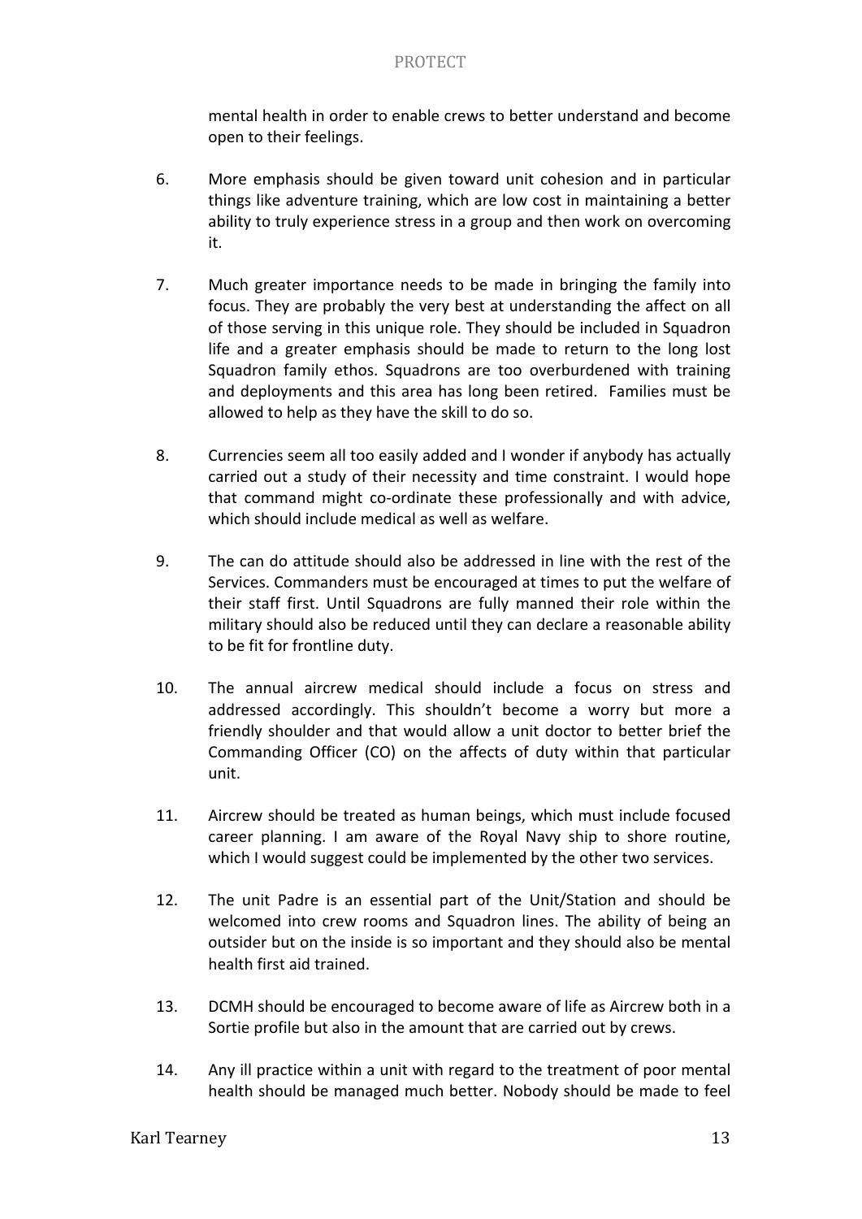mental health in order to enable crews to better understand and become open to their feelings.

6. More emphasis should be given toward unit cohesion and in particular things like adventure training, which are low cost in maintaining a better ability to truly experience stress in a group and then work on overcoming it.

7. Much greater importance needs to be made in bringing the family into focus. They are probably the very best at understanding the affect on all of those serving in this unique role. They should be included in Squadron life and a greater emphasis should be made to return to the long lost Squadron family ethos. Squadrons are too overburdened with training and deployments and this area has long been retired. Families must be allowed to help as they have the skill to do so.

8. Currencies seem all too easily added and I wonder if anybody has actually carried out a study of their necessity and time constraint. I would hope that command might co-ordinate these professionally and with advice, which should include medical as well as welfare.

9. The can do attitude should also be addressed in line with the rest of the Services. Commanders must be encouraged at times to put the welfare of their staff first. Until Squadrons are fully manned their role within the military should also be reduced until they can declare a reasonable ability to be fit for frontline duty.

10. The annual aircrew medical should include a focus on stress and addressed accordingly. This shouldn't become a worry but more a friendly shoulder and that would allow a unit doctor to better brief the Commanding Officer (CO) on the affects of duty within that particular unit.

11. Aircrew should be treated as human beings, which must include focused career planning. I am aware of the Royal Navy ship to shore routine, which I would suggest could be implemented by the other two services.

12. The unit Padre is an essential part of the Unit/Station and should be welcomed into crew rooms and Squadron lines. The ability of being an outsider but on the inside is so important and they should also be mental health first aid trained.

13. DCMH should be encouraged to become aware of life as Aircrew both in a Sortie profile but also in the amount that are carried out by crews.

14. Any ill practice within a unit with regard to the treatment of poor mental health should be managed much better. Nobody should be made to feel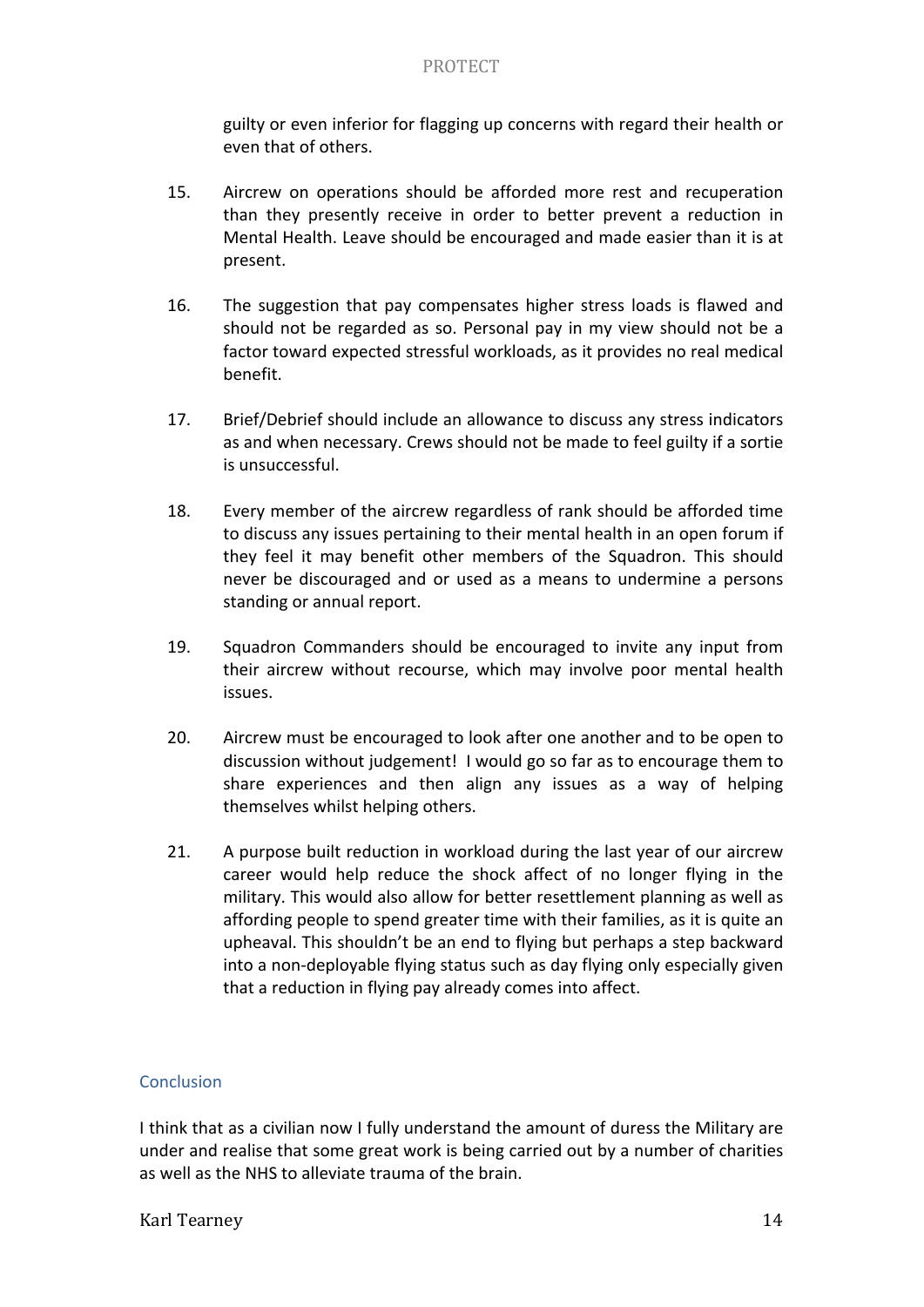guilty or even inferior for flagging up concerns with regard their health or even that of others.

15. Aircrew on operations should be afforded more rest and recuperation than they presently receive in order to better prevent a reduction in Mental Health. Leave should be encouraged and made easier than it is at present.

16. The suggestion that pay compensates higher stress loads is flawed and should not be regarded as so. Personal pay in my view should not be a factor toward expected stressful workloads, as it provides no real medical benefit.

17. Brief/Debrief should include an allowance to discuss any stress indicators as and when necessary. Crews should not be made to feel guilty if a sortie is unsuccessful.

18. Every member of the aircrew regardless of rank should be afforded time to discuss any issues pertaining to their mental health in an open forum if they feel it may benefit other members of the Squadron. This should never be discouraged and or used as a means to undermine a persons standing or annual report.

19. Squadron Commanders should be encouraged to invite any input from their aircrew without recourse, which may involve poor mental health issues.

20. Aircrew must be encouraged to look after one another and to be open to discussion without judgement! I would go so far as to encourage them to share experiences and then align any issues as a way of helping themselves whilst helping others.

21. A purpose built reduction in workload during the last year of our aircrew career would help reduce the shock affect of no longer flying in the military. This would also allow for better resettlement planning as well as affording people to spend greater time with their families, as it is quite an upheaval. This shouldn't be an end to flying but perhaps a step backward into a non-deployable flying status such as day flying only especially given that a reduction in flying pay already comes into affect.

## Conclusion

I think that as a civilian now I fully understand the amount of duress the Military are under and realise that some great work is being carried out by a number of charities as well as the NHS to alleviate trauma of the brain.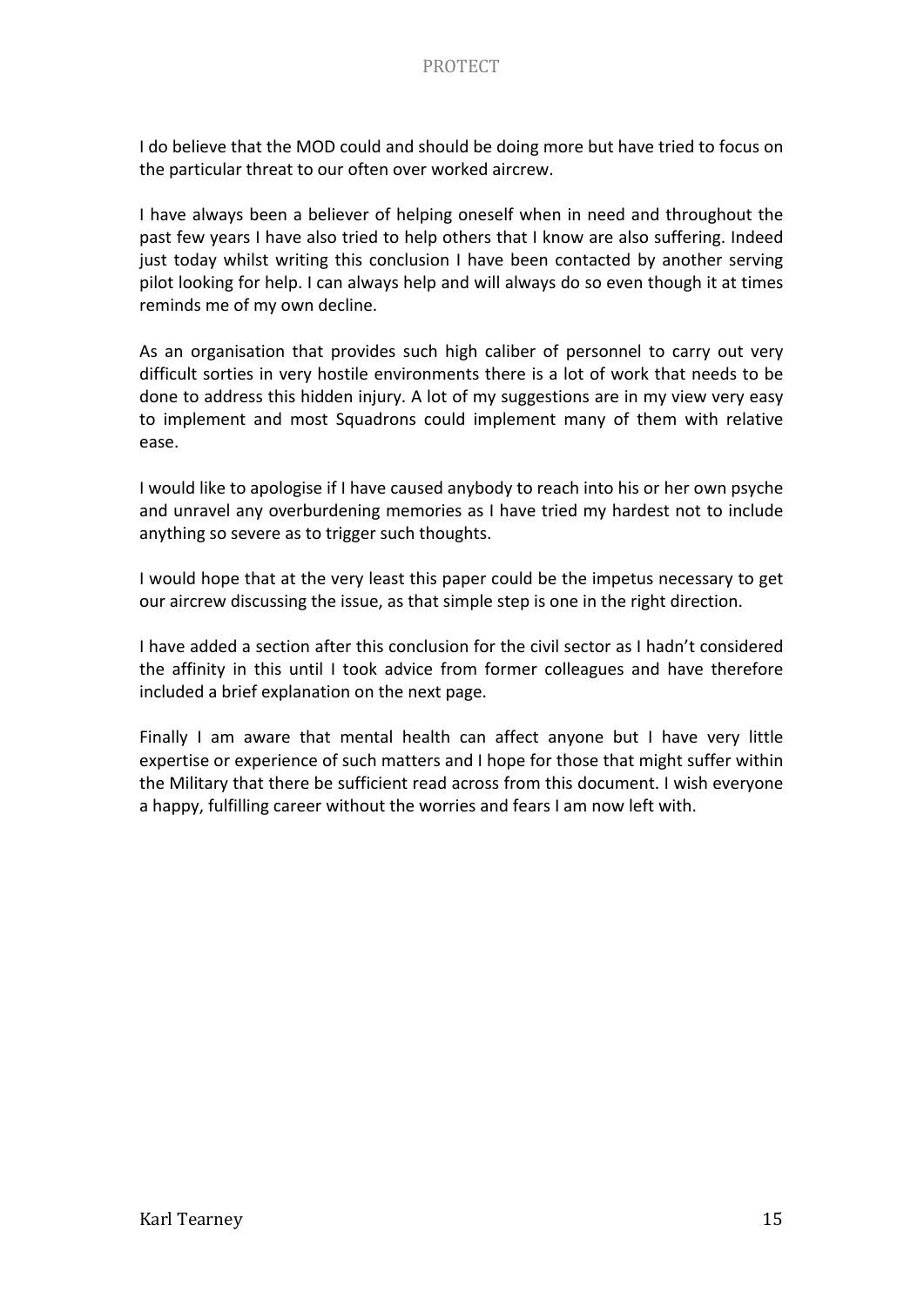I do believe that the MOD could and should be doing more but have tried to focus on the particular threat to our often over worked aircrew.

I have always been a believer of helping oneself when in need and throughout the past few years I have also tried to help others that I know are also suffering. Indeed just today whilst writing this conclusion I have been contacted by another serving pilot looking for help. I can always help and will always do so even though it at times reminds me of my own decline.

As an organisation that provides such high caliber of personnel to carry out very difficult sorties in very hostile environments there is a lot of work that needs to be done to address this hidden injury. A lot of my suggestions are in my view very easy to implement and most Squadrons could implement many of them with relative ease.

I would like to apologise if I have caused anybody to reach into his or her own psyche and unravel any overburdening memories as I have tried my hardest not to include anything so severe as to trigger such thoughts.

I would hope that at the very least this paper could be the impetus necessary to get our aircrew discussing the issue, as that simple step is one in the right direction.

I have added a section after this conclusion for the civil sector as I hadn't considered the affinity in this until I took advice from former colleagues and have therefore included a brief explanation on the next page.

Finally I am aware that mental health can affect anyone but I have very little expertise or experience of such matters and I hope for those that might suffer within the Military that there be sufficient read across from this document. I wish everyone a happy, fulfilling career without the worries and fears I am now left with.